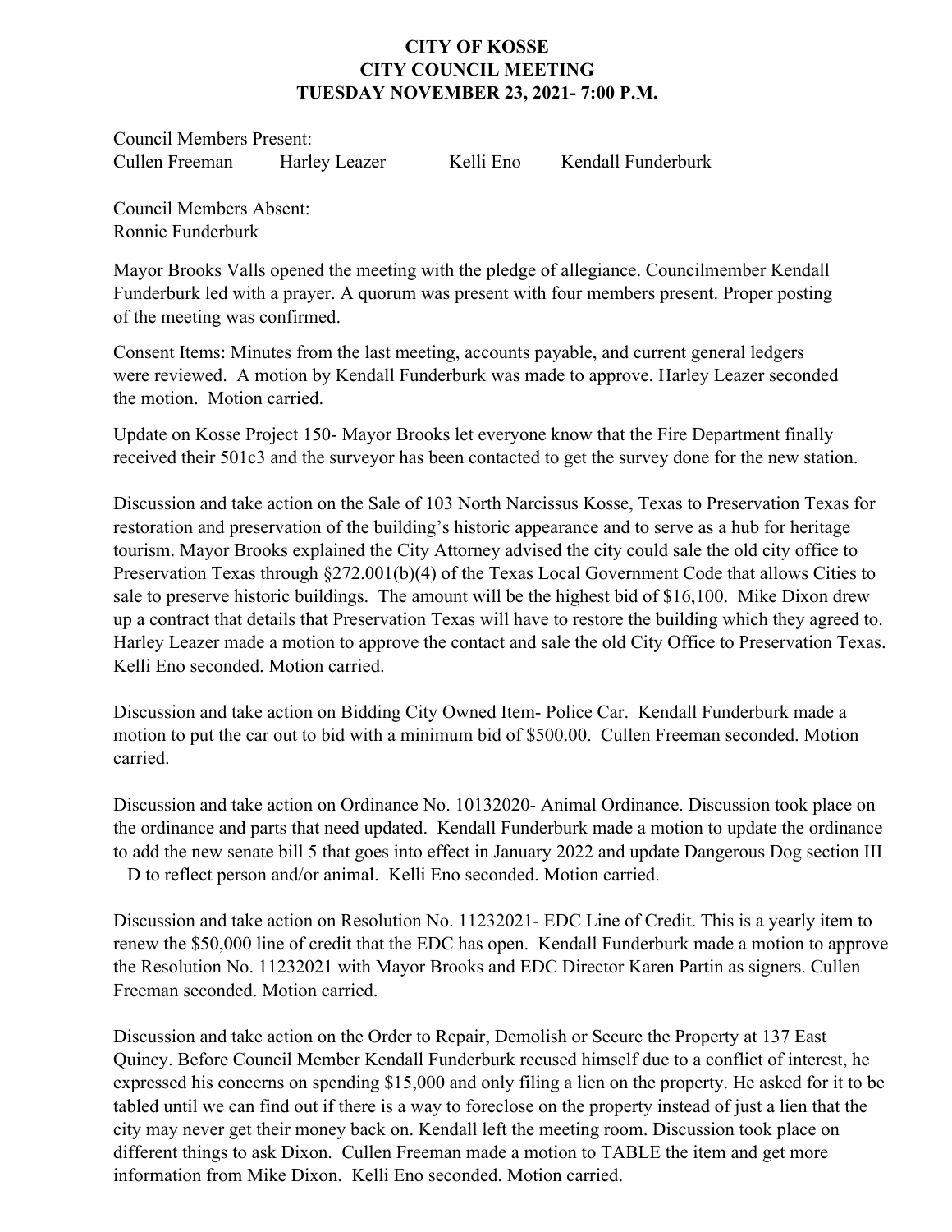# CITY OF KOSSE
# CITY COUNCIL MEETING
# TUESDAY NOVEMBER 23, 2021- 7:00 P.M.

Council Members Present:
Cullen Freeman    Harley Leazer    Kelli Eno    Kendall Funderburk

Council Members Absent:
Ronnie Funderburk

Mayor Brooks Valls opened the meeting with the pledge of allegiance. Councilmember Kendall Funderburk led with a prayer. A quorum was present with four members present. Proper posting of the meeting was confirmed.

Consent Items: Minutes from the last meeting, accounts payable, and current general ledgers were reviewed. A motion by Kendall Funderburk was made to approve. Harley Leazer seconded the motion. Motion carried.

Update on Kosse Project 150- Mayor Brooks let everyone know that the Fire Department finally received their 501c3 and the surveyor has been contacted to get the survey done for the new station.

Discussion and take action on the Sale of 103 North Narcissus Kosse, Texas to Preservation Texas for restoration and preservation of the building's historic appearance and to serve as a hub for heritage tourism. Mayor Brooks explained the City Attorney advised the city could sale the old city office to Preservation Texas through §272.001(b)(4) of the Texas Local Government Code that allows Cities to sale to preserve historic buildings. The amount will be the highest bid of $16,100. Mike Dixon drew up a contract that details that Preservation Texas will have to restore the building which they agreed to. Harley Leazer made a motion to approve the contact and sale the old City Office to Preservation Texas. Kelli Eno seconded. Motion carried.

Discussion and take action on Bidding City Owned Item- Police Car. Kendall Funderburk made a motion to put the car out to bid with a minimum bid of $500.00. Cullen Freeman seconded. Motion carried.

Discussion and take action on Ordinance No. 10132020- Animal Ordinance. Discussion took place on the ordinance and parts that need updated. Kendall Funderburk made a motion to update the ordinance to add the new senate bill 5 that goes into effect in January 2022 and update Dangerous Dog section III – D to reflect person and/or animal. Kelli Eno seconded. Motion carried.

Discussion and take action on Resolution No. 11232021- EDC Line of Credit. This is a yearly item to renew the $50,000 line of credit that the EDC has open. Kendall Funderburk made a motion to approve the Resolution No. 11232021 with Mayor Brooks and EDC Director Karen Partin as signers. Cullen Freeman seconded. Motion carried.

Discussion and take action on the Order to Repair, Demolish or Secure the Property at 137 East Quincy. Before Council Member Kendall Funderburk recused himself due to a conflict of interest, he expressed his concerns on spending $15,000 and only filing a lien on the property. He asked for it to be tabled until we can find out if there is a way to foreclose on the property instead of just a lien that the city may never get their money back on. Kendall left the meeting room. Discussion took place on different things to ask Dixon. Cullen Freeman made a motion to TABLE the item and get more information from Mike Dixon. Kelli Eno seconded. Motion carried.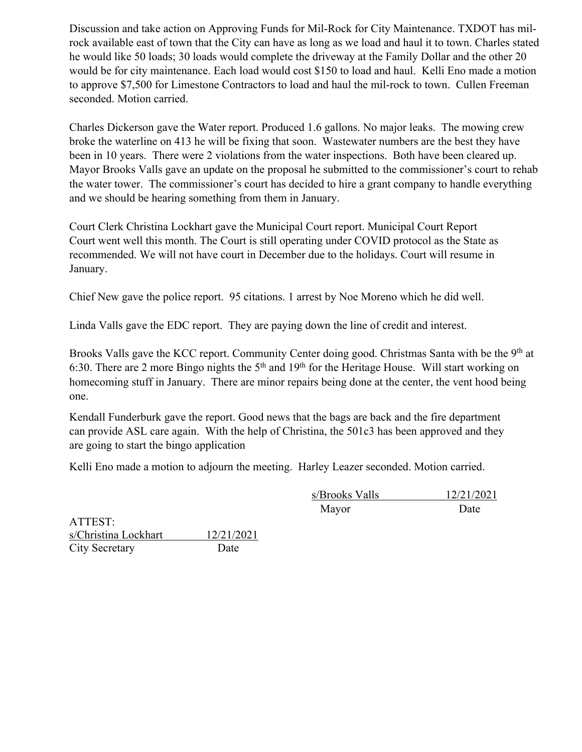Discussion and take action on Approving Funds for Mil-Rock for City Maintenance. TXDOT has mil-rock available east of town that the City can have as long as we load and haul it to town. Charles stated he would like 50 loads; 30 loads would complete the driveway at the Family Dollar and the other 20 would be for city maintenance. Each load would cost $150 to load and haul. Kelli Eno made a motion to approve $7,500 for Limestone Contractors to load and haul the mil-rock to town. Cullen Freeman seconded. Motion carried.

Charles Dickerson gave the Water report. Produced 1.6 gallons. No major leaks. The mowing crew broke the waterline on 413 he will be fixing that soon. Wastewater numbers are the best they have been in 10 years. There were 2 violations from the water inspections. Both have been cleared up. Mayor Brooks Valls gave an update on the proposal he submitted to the commissioner's court to rehab the water tower. The commissioner's court has decided to hire a grant company to handle everything and we should be hearing something from them in January.

Court Clerk Christina Lockhart gave the Municipal Court report. Municipal Court Report Court went well this month. The Court is still operating under COVID protocol as the State as recommended. We will not have court in December due to the holidays. Court will resume in January.

Chief New gave the police report. 95 citations. 1 arrest by Noe Moreno which he did well.

Linda Valls gave the EDC report. They are paying down the line of credit and interest.

Brooks Valls gave the KCC report. Community Center doing good. Christmas Santa with be the 9th at 6:30. There are 2 more Bingo nights the 5th and 19th for the Heritage House. Will start working on homecoming stuff in January. There are minor repairs being done at the center, the vent hood being one.

Kendall Funderburk gave the report. Good news that the bags are back and the fire department can provide ASL care again. With the help of Christina, the 501c3 has been approved and they are going to start the bingo application

Kelli Eno made a motion to adjourn the meeting. Harley Leazer seconded. Motion carried.

s/Brooks Valls 12/21/2021
Mayor Date

ATTEST:
s/Christina Lockhart 12/21/2021
City Secretary Date